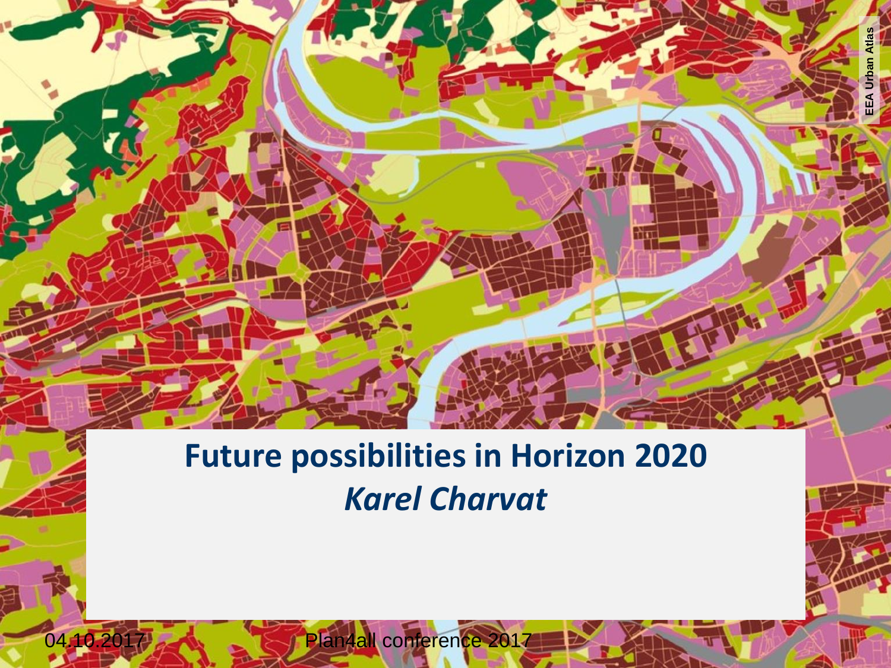# Future possibilities in Horizon 2020

***Karel Charvat***

04.10.2017 Plan4all conference 2017

EEA Urban Atlas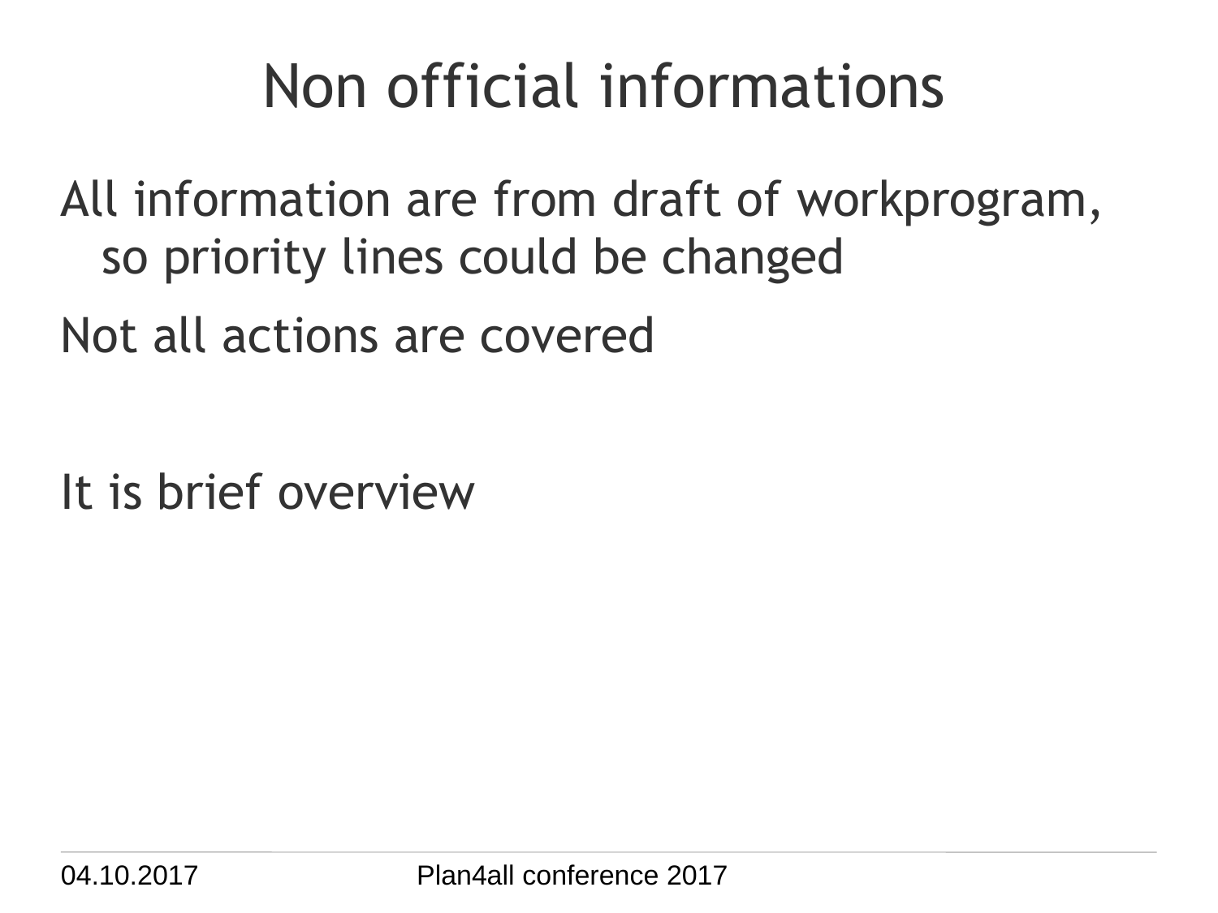# Non official informations

All information are from draft of workprogram, so priority lines could be changed

Not all actions are covered

It is brief overview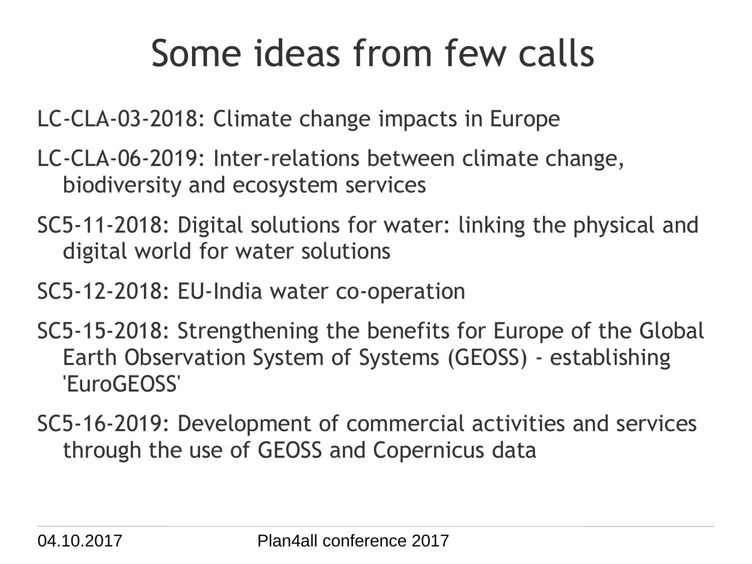# Some ideas from few calls

LC-CLA-03-2018: Climate change impacts in Europe

LC-CLA-06-2019: Inter-relations between climate change, biodiversity and ecosystem services

SC5-11-2018: Digital solutions for water: linking the physical and digital world for water solutions

SC5-12-2018: EU-India water co-operation

SC5-15-2018: Strengthening the benefits for Europe of the Global Earth Observation System of Systems (GEOSS) - establishing 'EuroGEOSS'

SC5-16-2019: Development of commercial activities and services through the use of GEOSS and Copernicus data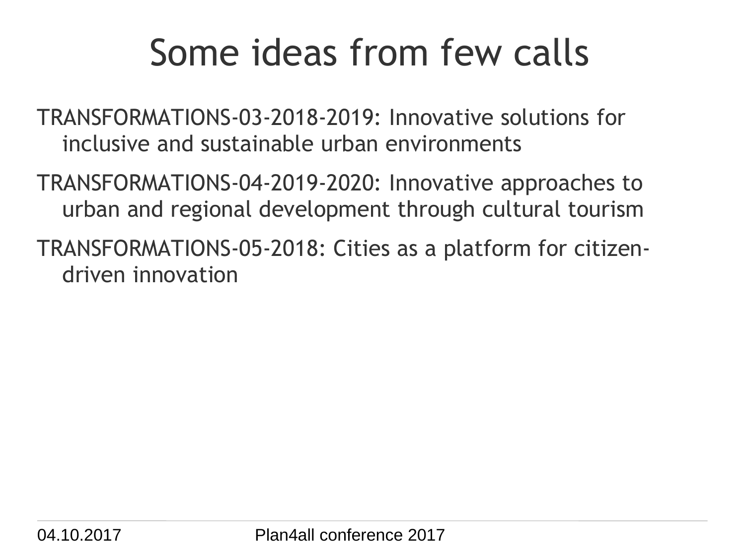# Some ideas from few calls

TRANSFORMATIONS-03-2018-2019: Innovative solutions for inclusive and sustainable urban environments

TRANSFORMATIONS-04-2019-2020: Innovative approaches to urban and regional development through cultural tourism

TRANSFORMATIONS-05-2018: Cities as a platform for citizen-driven innovation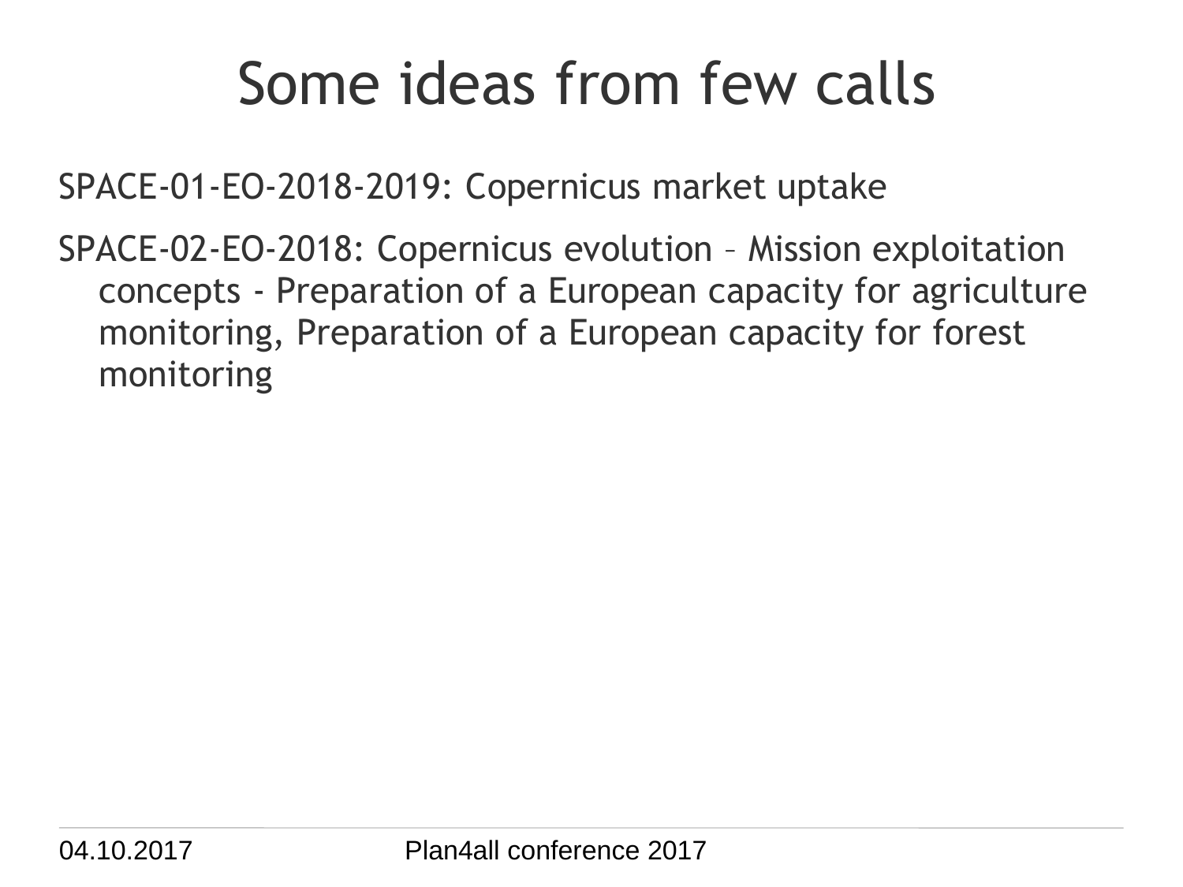# Some ideas from few calls

SPACE-01-EO-2018-2019: Copernicus market uptake

SPACE-02-EO-2018: Copernicus evolution – Mission exploitation concepts - Preparation of a European capacity for agriculture monitoring, Preparation of a European capacity for forest monitoring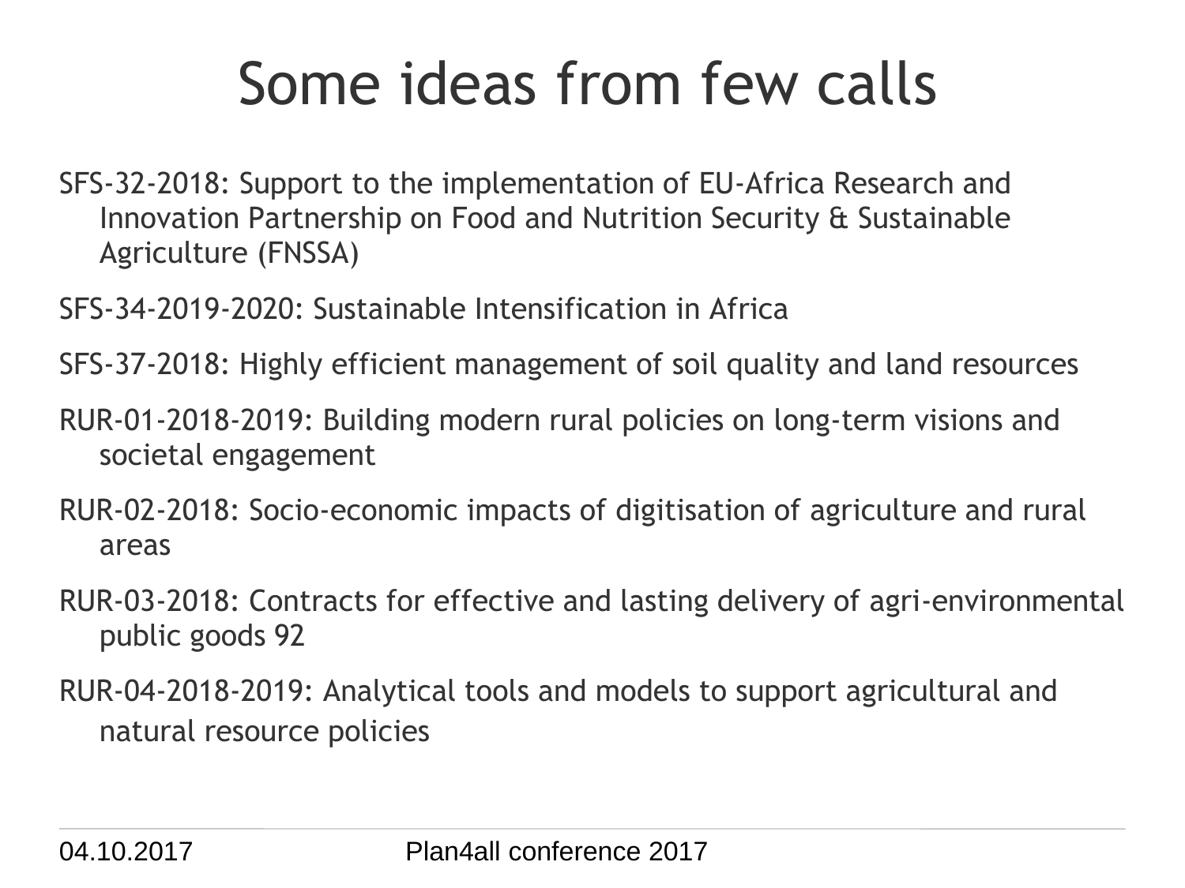# Some ideas from few calls

SFS-32-2018: Support to the implementation of EU-Africa Research and Innovation Partnership on Food and Nutrition Security & Sustainable Agriculture (FNSSA)

SFS-34-2019-2020: Sustainable Intensification in Africa

SFS-37-2018: Highly efficient management of soil quality and land resources

RUR-01-2018-2019: Building modern rural policies on long-term visions and societal engagement

RUR-02-2018: Socio-economic impacts of digitisation of agriculture and rural areas

RUR-03-2018: Contracts for effective and lasting delivery of agri-environmental public goods 92

RUR-04-2018-2019: Analytical tools and models to support agricultural and natural resource policies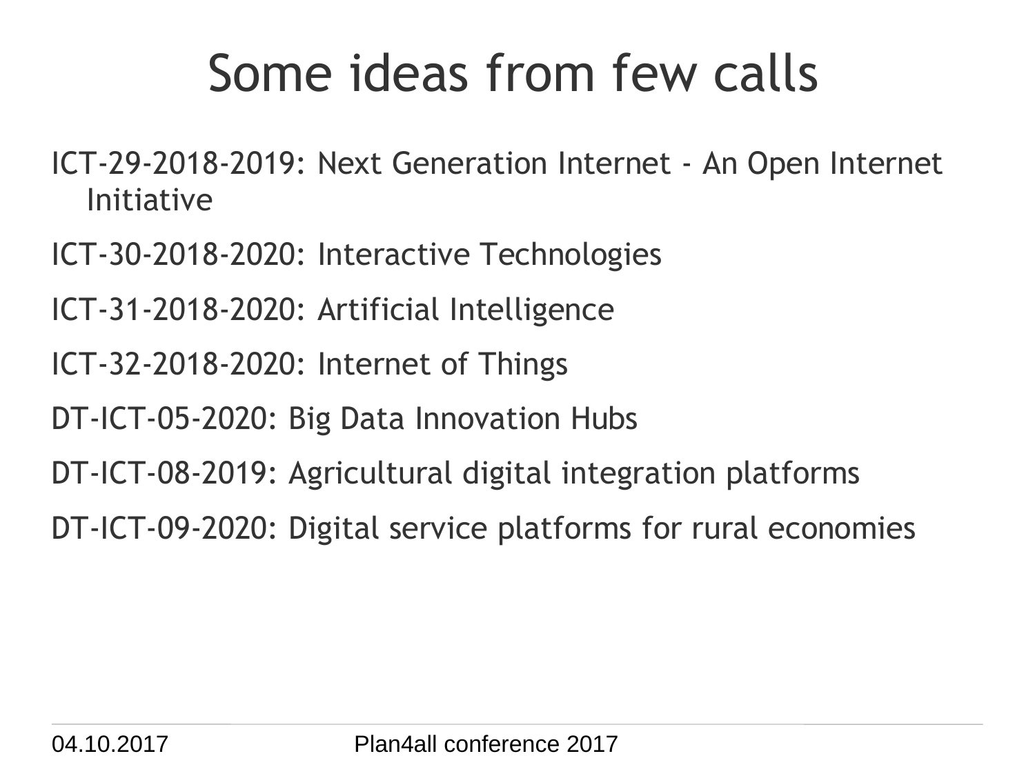# Some ideas from few calls

ICT-29-2018-2019: Next Generation Internet - An Open Internet Initiative

ICT-30-2018-2020: Interactive Technologies

ICT-31-2018-2020: Artificial Intelligence

ICT-32-2018-2020: Internet of Things

DT-ICT-05-2020: Big Data Innovation Hubs

DT-ICT-08-2019: Agricultural digital integration platforms

DT-ICT-09-2020: Digital service platforms for rural economies